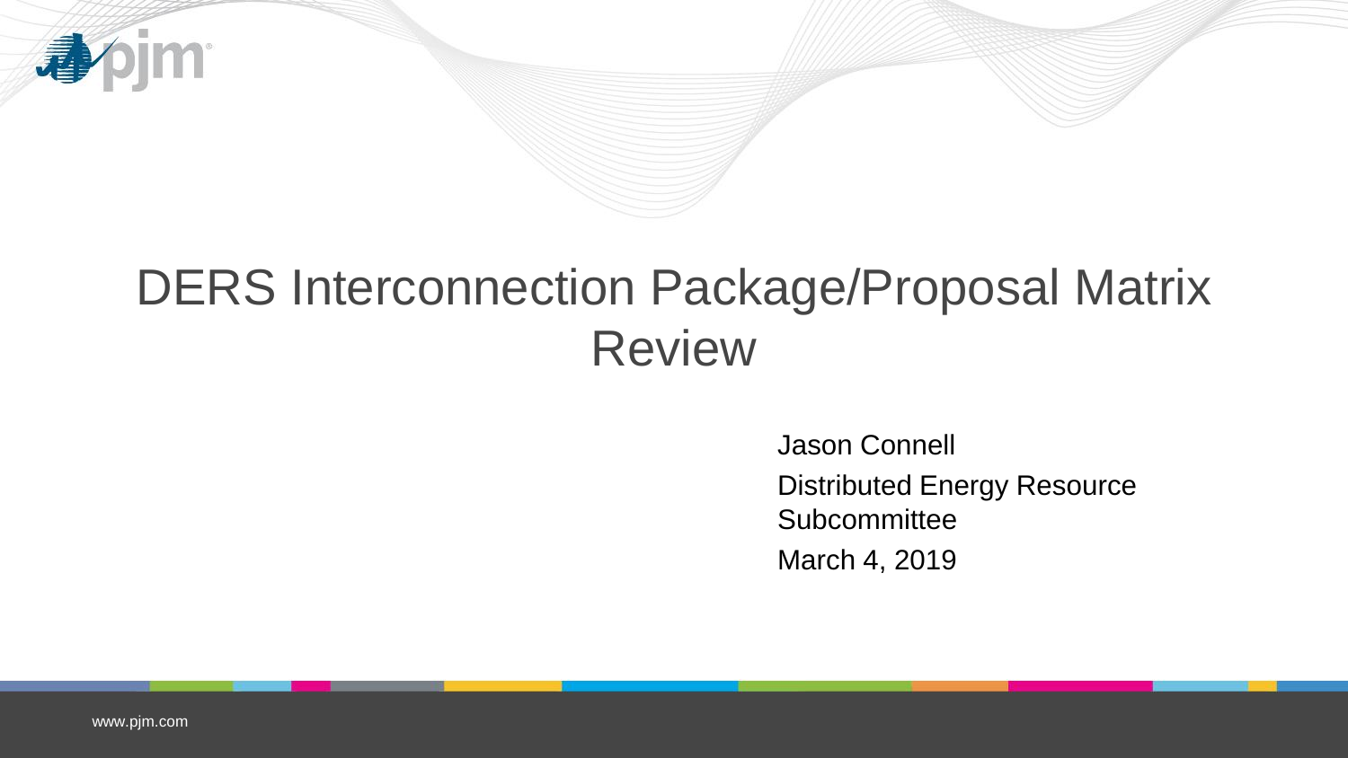# DERS Interconnection Package/Proposal Matrix Review

Jason Connell

Distributed Energy Resource Subcommittee

March 4, 2019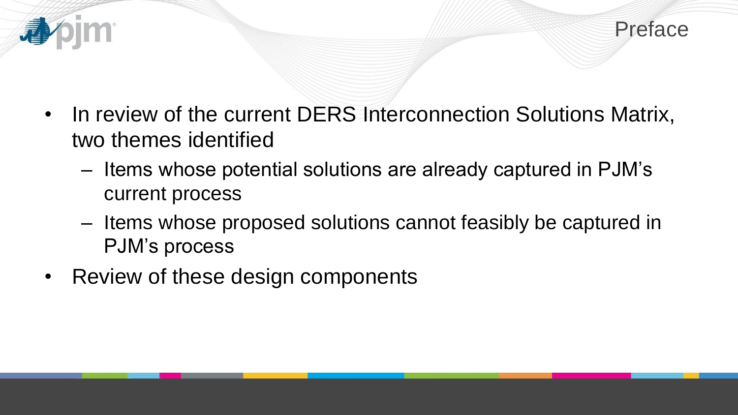# Preface

- In review of the current DERS Interconnection Solutions Matrix, two themes identified
  - Items whose potential solutions are already captured in PJM's current process
  - Items whose proposed solutions cannot feasibly be captured in PJM's process
- Review of these design components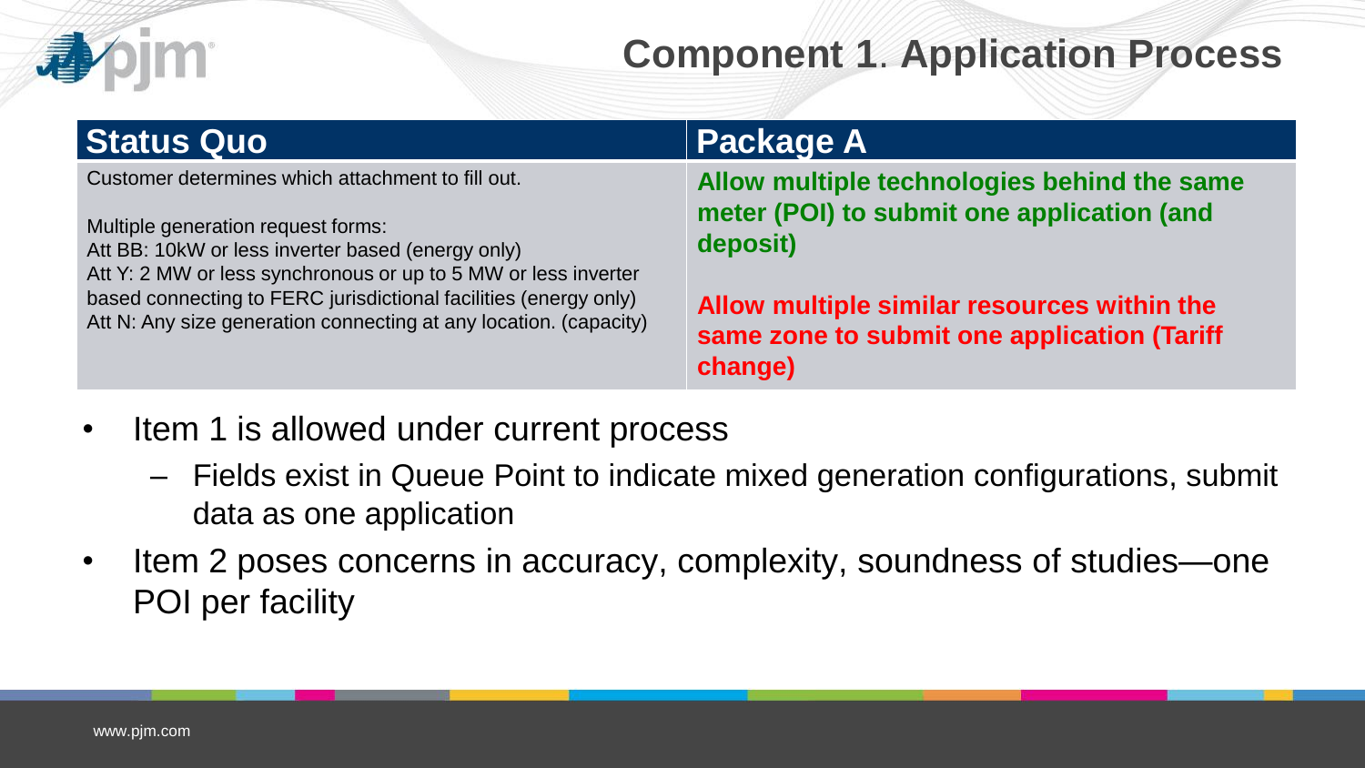# Component 1. Application Process

| Status Quo | Package A |
| --- | --- |
| Customer determines which attachment to fill out.<br><br>Multiple generation request forms:<br>Att BB: 10kW or less inverter based (energy only)<br>Att Y: 2 MW or less synchronous or up to 5 MW or less inverter based connecting to FERC jurisdictional facilities (energy only)<br>Att N: Any size generation connecting at any location. (capacity) | **Allow multiple technologies behind the same meter (POI) to submit one application (and deposit)**<br><br>**Allow multiple similar resources within the same zone to submit one application (Tariff change)** |

- Item 1 is allowed under current process
  - Fields exist in Queue Point to indicate mixed generation configurations, submit data as one application
- Item 2 poses concerns in accuracy, complexity, soundness of studies—one POI per facility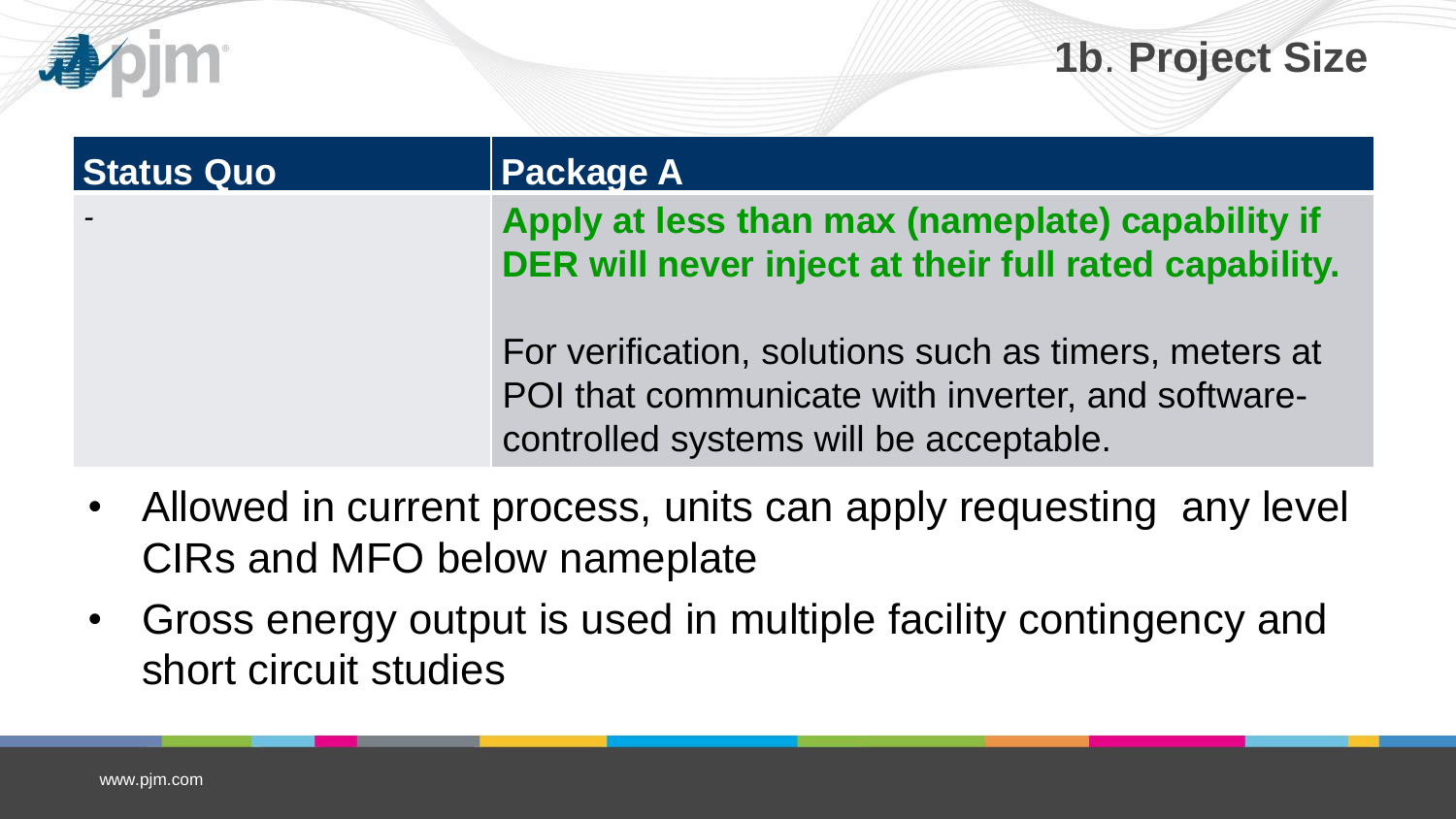# 1b. Project Size

| Status Quo | Package A |
|---|---|
| - | **Apply at less than max (nameplate) capability if DER will never inject at their full rated capability.**<br><br>For verification, solutions such as timers, meters at POI that communicate with inverter, and software-controlled systems will be acceptable. |

- Allowed in current process, units can apply requesting any level CIRs and MFO below nameplate
- Gross energy output is used in multiple facility contingency and short circuit studies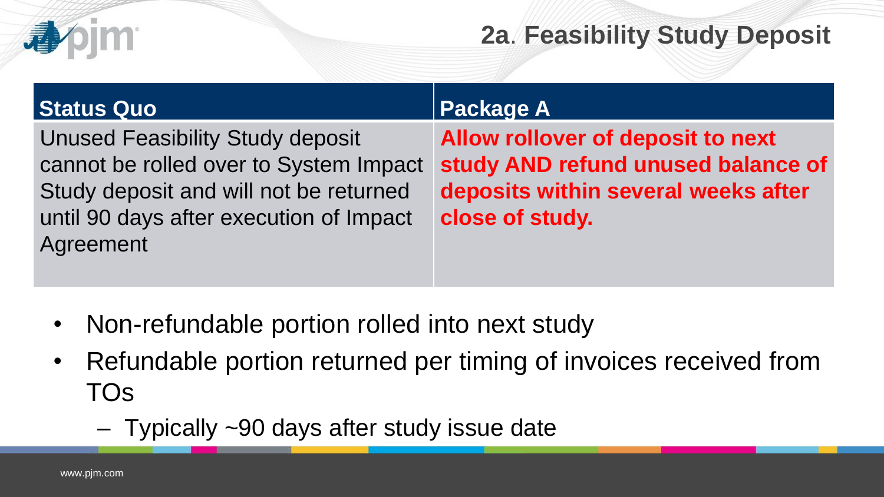# 2a. Feasibility Study Deposit

| Status Quo | Package A |
| --- | --- |
| Unused Feasibility Study deposit cannot be rolled over to System Impact Study deposit and will not be returned until 90 days after execution of Impact Agreement | **Allow rollover of deposit to next study AND refund unused balance of deposits within several weeks after close of study.** |

- Non-refundable portion rolled into next study
- Refundable portion returned per timing of invoices received from TOs
  - Typically ~90 days after study issue date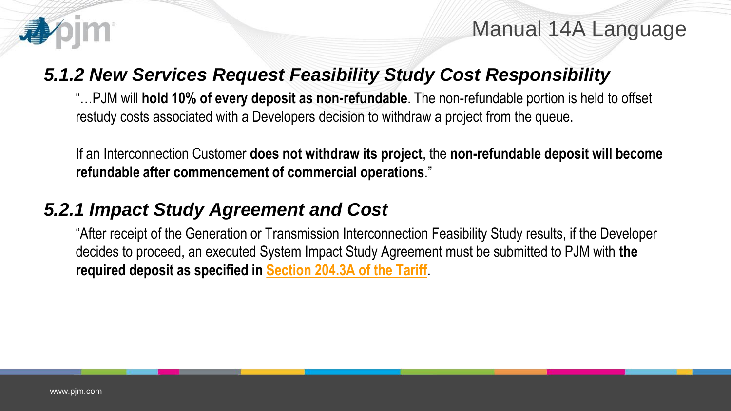# Manual 14A Language

## *5.1.2 New Services Request Feasibility Study Cost Responsibility*

"…PJM will **hold 10% of every deposit as non-refundable**. The non-refundable portion is held to offset restudy costs associated with a Developers decision to withdraw a project from the queue.

If an Interconnection Customer **does not withdraw its project**, the **non-refundable deposit will become refundable after commencement of commercial operations**."

## *5.2.1 Impact Study Agreement and Cost*

"After receipt of the Generation or Transmission Interconnection Feasibility Study results, if the Developer decides to proceed, an executed System Impact Study Agreement must be submitted to PJM with **the required deposit as specified in Section 204.3A of the Tariff**.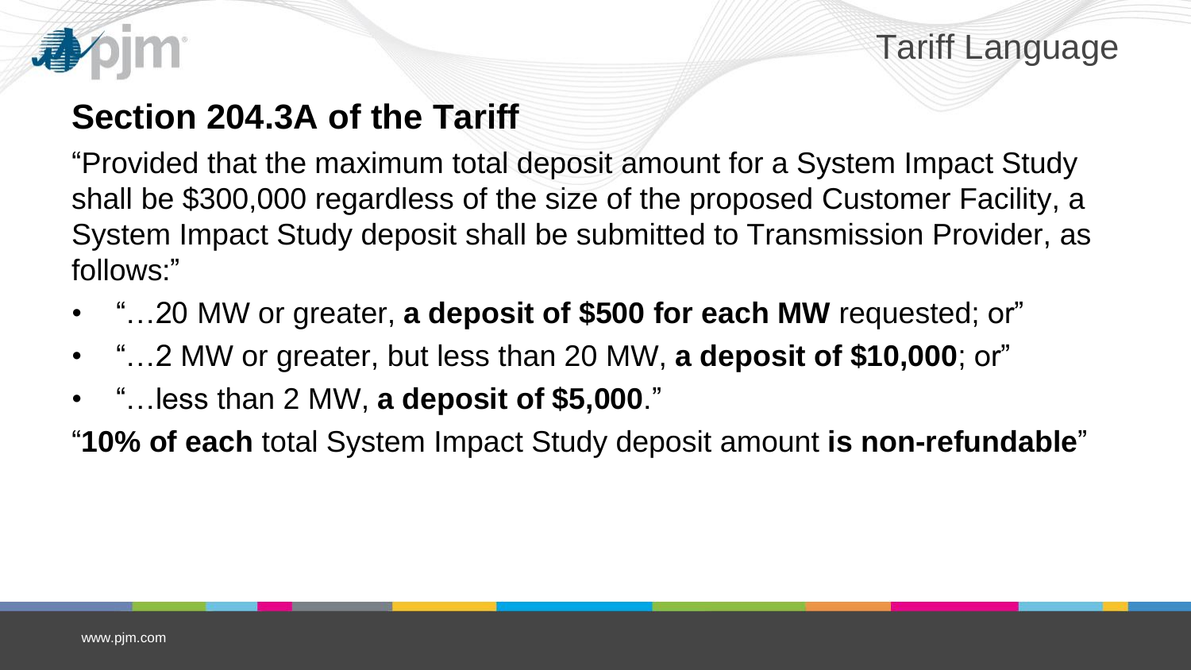# Tariff Language

## Section 204.3A of the Tariff

"Provided that the maximum total deposit amount for a System Impact Study shall be $300,000 regardless of the size of the proposed Customer Facility, a System Impact Study deposit shall be submitted to Transmission Provider, as follows:"

- "…20 MW or greater, **a deposit of $500 for each MW** requested; or"
- "…2 MW or greater, but less than 20 MW, **a deposit of $10,000**; or"
- "…less than 2 MW, **a deposit of $5,000**."

"**10% of each** total System Impact Study deposit amount **is non-refundable**"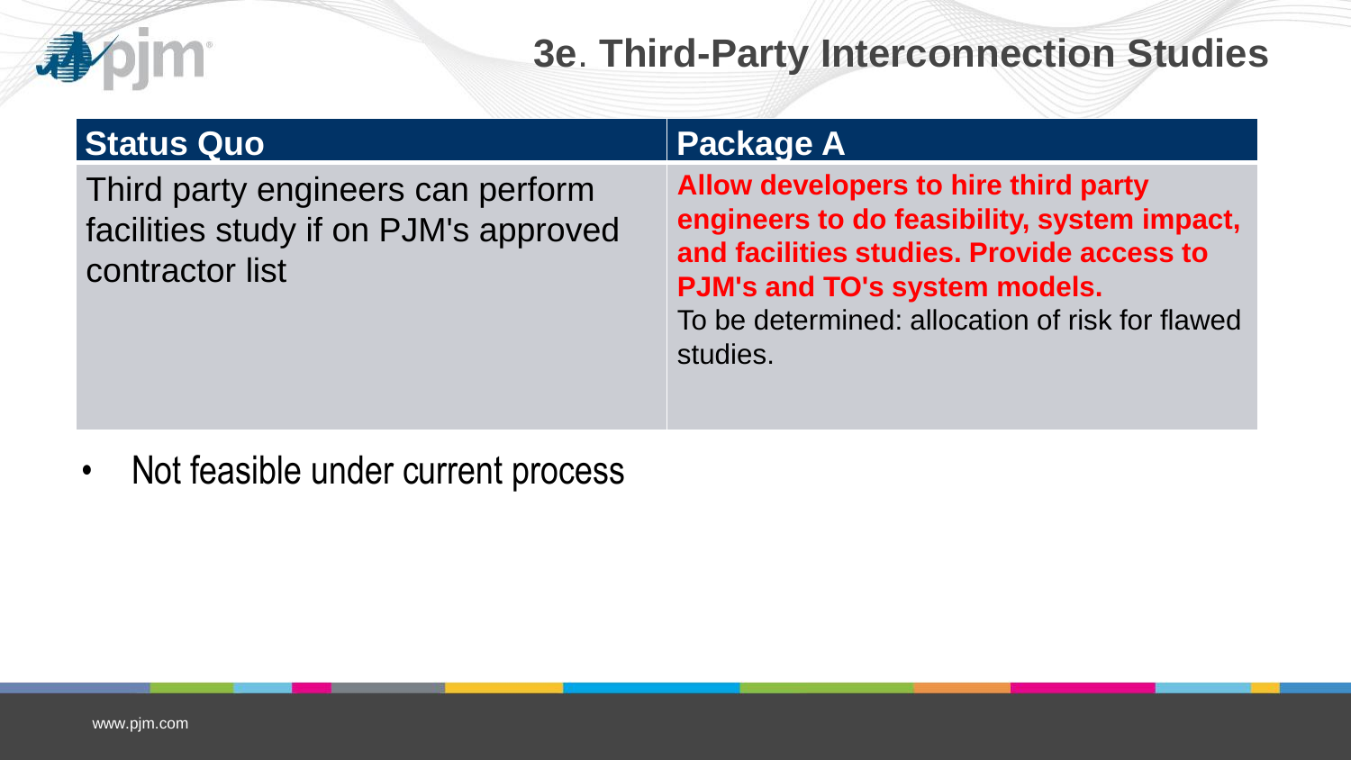# 3e. Third-Party Interconnection Studies

| Status Quo | Package A |
|---|---|
| Third party engineers can perform facilities study if on PJM's approved contractor list | **Allow developers to hire third party engineers to do feasibility, system impact, and facilities studies. Provide access to PJM's and TO's system models.** To be determined: allocation of risk for flawed studies. |

- Not feasible under current process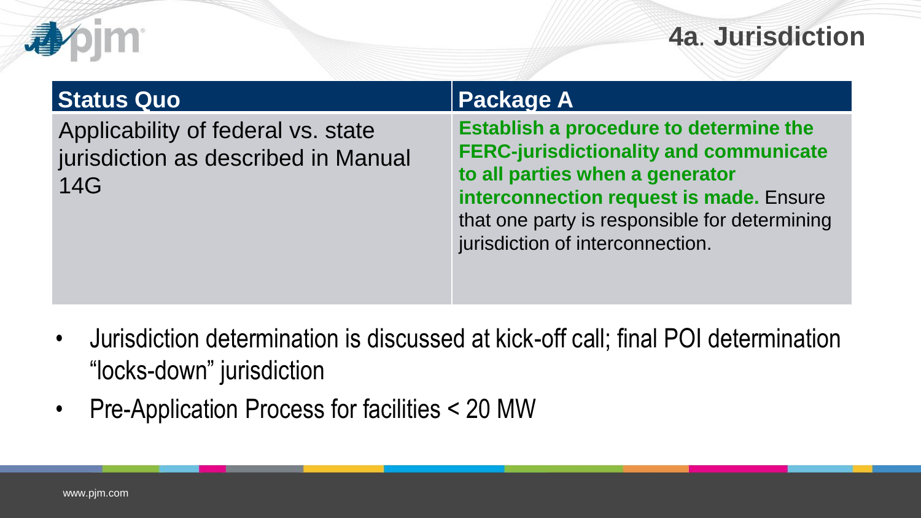# 4a. Jurisdiction

| Status Quo | Package A |
|---|---|
| Applicability of federal vs. state jurisdiction as described in Manual 14G | **Establish a procedure to determine the FERC-jurisdictionality and communicate to all parties when a generator interconnection request is made.** Ensure that one party is responsible for determining jurisdiction of interconnection. |

- Jurisdiction determination is discussed at kick-off call; final POI determination "locks-down" jurisdiction
- Pre-Application Process for facilities < 20 MW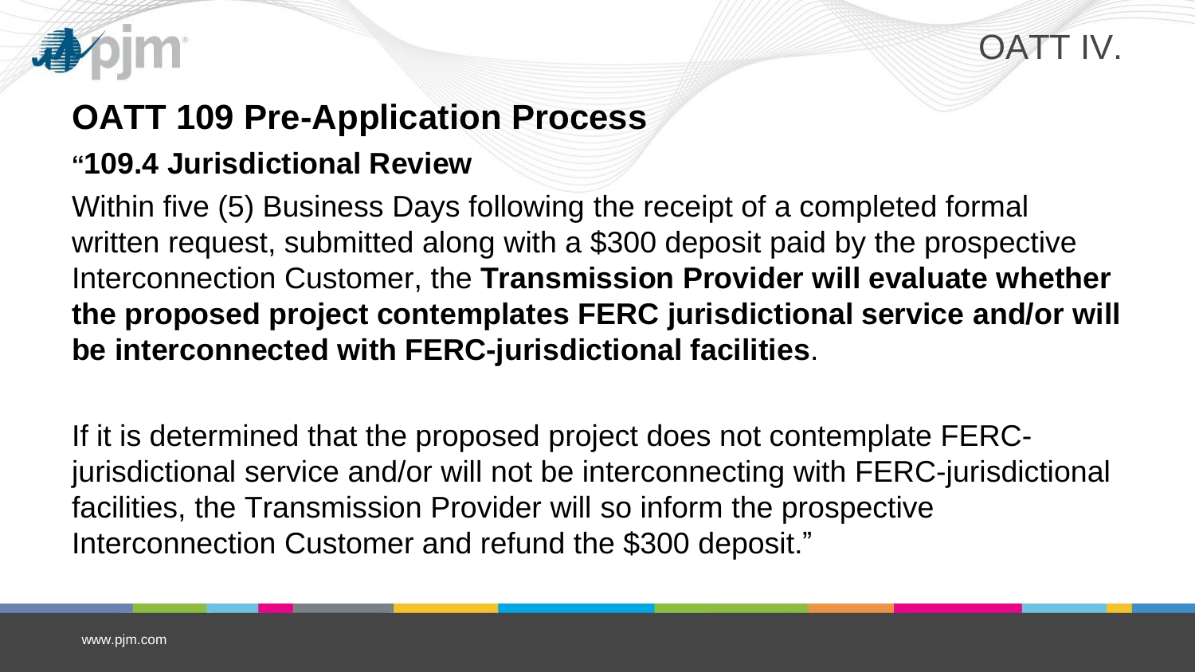OATT IV.

## OATT 109 Pre-Application Process

### “109.4 Jurisdictional Review

Within five (5) Business Days following the receipt of a completed formal written request, submitted along with a $300 deposit paid by the prospective Interconnection Customer, the **Transmission Provider will evaluate whether the proposed project contemplates FERC jurisdictional service and/or will be interconnected with FERC-jurisdictional facilities**.

If it is determined that the proposed project does not contemplate FERC-jurisdictional service and/or will not be interconnecting with FERC-jurisdictional facilities, the Transmission Provider will so inform the prospective Interconnection Customer and refund the $300 deposit.”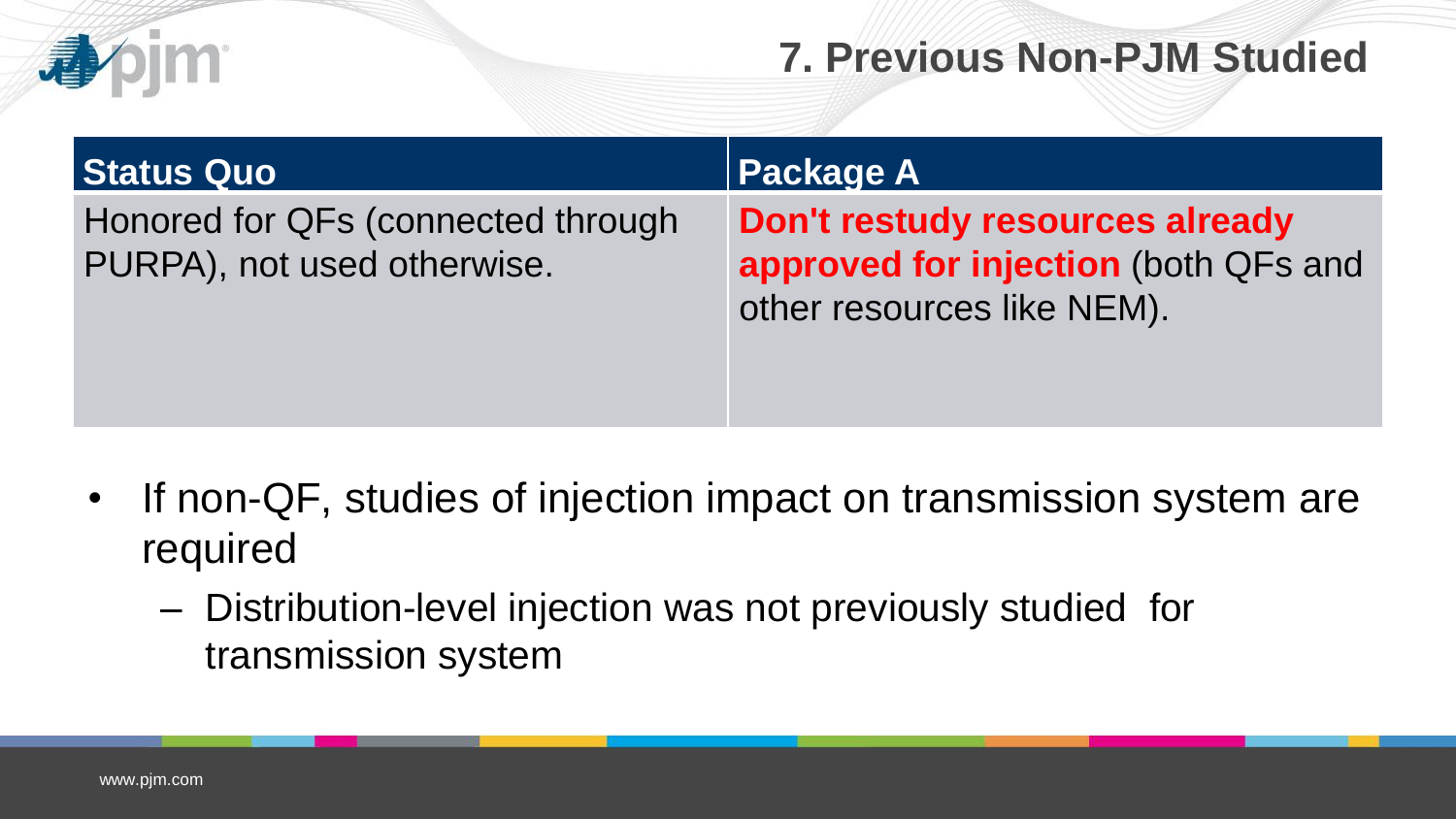# 7. Previous Non-PJM Studied

| Status Quo | Package A |
|---|---|
| Honored for QFs (connected through PURPA), not used otherwise. | **Don't restudy resources already approved for injection** (both QFs and other resources like NEM). |

- If non-QF, studies of injection impact on transmission system are required
  - Distribution-level injection was not previously studied for transmission system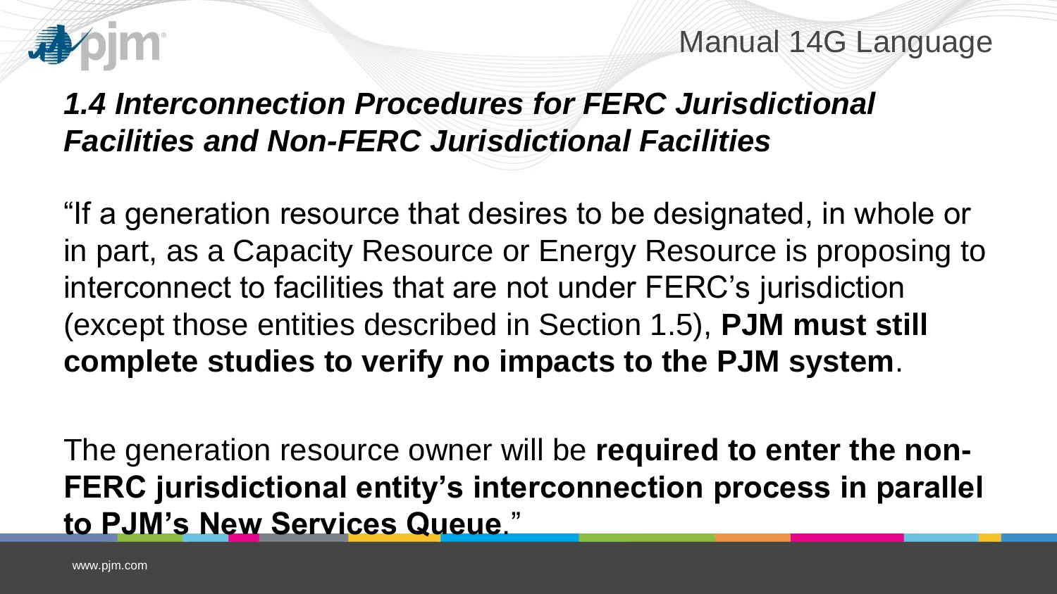# Manual 14G Language

## *1.4 Interconnection Procedures for FERC Jurisdictional Facilities and Non-FERC Jurisdictional Facilities*

"If a generation resource that desires to be designated, in whole or in part, as a Capacity Resource or Energy Resource is proposing to interconnect to facilities that are not under FERC's jurisdiction (except those entities described in Section 1.5), **PJM must still complete studies to verify no impacts to the PJM system**.

The generation resource owner will be **required to enter the non-FERC jurisdictional entity's interconnection process in parallel to PJM's New Services Queue**."